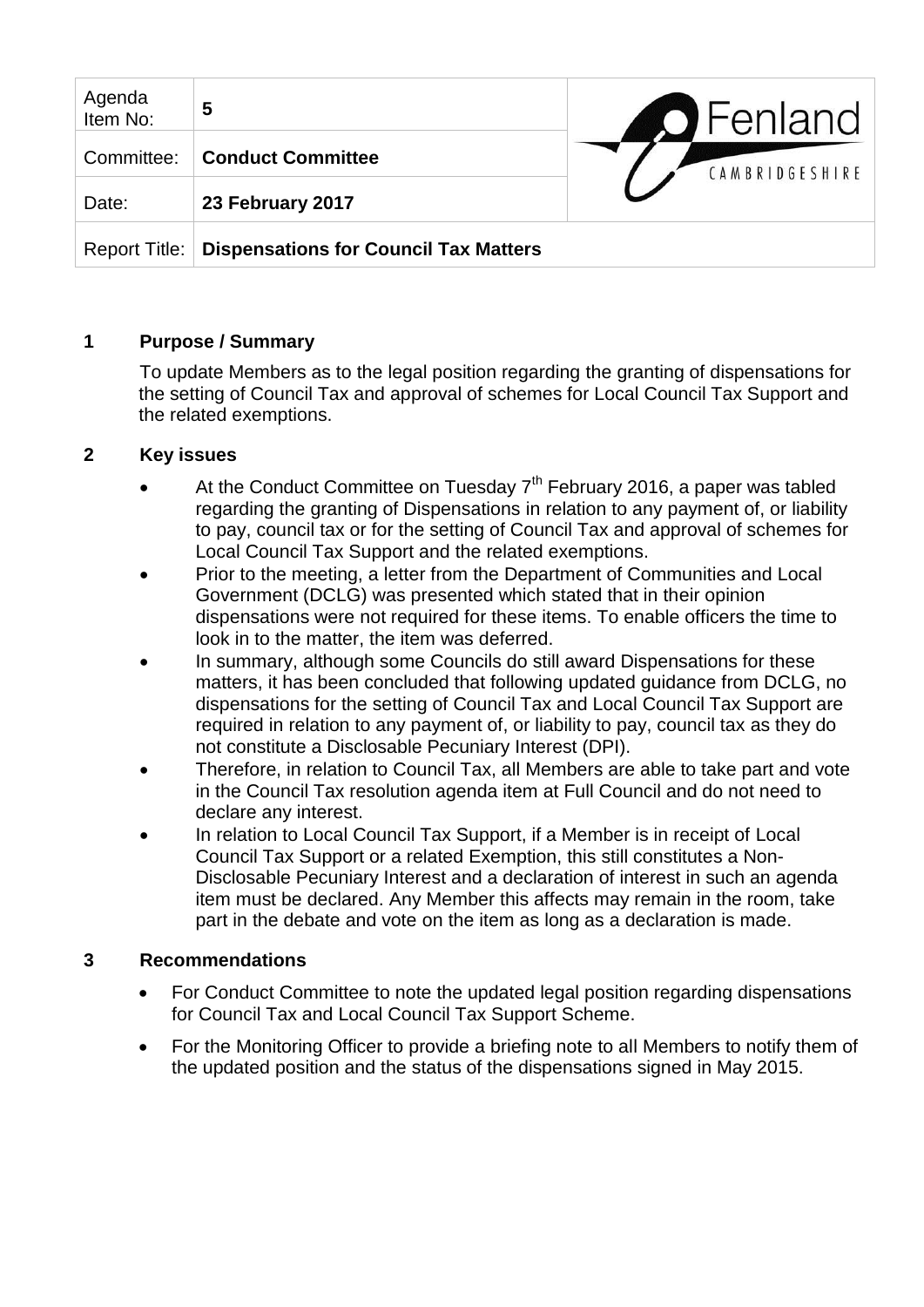| Agenda Item No: | **5** |
|---|---|
| Committee: | **Conduct Committee** |
| Date: | **23 February 2017** |
| Report Title: | **Dispensations for Council Tax Matters** |

Fenland CAMBRIDGESHIRE

## 1 Purpose / Summary

To update Members as to the legal position regarding the granting of dispensations for the setting of Council Tax and approval of schemes for Local Council Tax Support and the related exemptions.

## 2 Key issues

- At the Conduct Committee on Tuesday 7th February 2016, a paper was tabled regarding the granting of Dispensations in relation to any payment of, or liability to pay, council tax or for the setting of Council Tax and approval of schemes for Local Council Tax Support and the related exemptions.
- Prior to the meeting, a letter from the Department of Communities and Local Government (DCLG) was presented which stated that in their opinion dispensations were not required for these items. To enable officers the time to look in to the matter, the item was deferred.
- In summary, although some Councils do still award Dispensations for these matters, it has been concluded that following updated guidance from DCLG, no dispensations for the setting of Council Tax and Local Council Tax Support are required in relation to any payment of, or liability to pay, council tax as they do not constitute a Disclosable Pecuniary Interest (DPI).
- Therefore, in relation to Council Tax, all Members are able to take part and vote in the Council Tax resolution agenda item at Full Council and do not need to declare any interest.
- In relation to Local Council Tax Support, if a Member is in receipt of Local Council Tax Support or a related Exemption, this still constitutes a Non-Disclosable Pecuniary Interest and a declaration of interest in such an agenda item must be declared. Any Member this affects may remain in the room, take part in the debate and vote on the item as long as a declaration is made.

## 3 Recommendations

- For Conduct Committee to note the updated legal position regarding dispensations for Council Tax and Local Council Tax Support Scheme.
- For the Monitoring Officer to provide a briefing note to all Members to notify them of the updated position and the status of the dispensations signed in May 2015.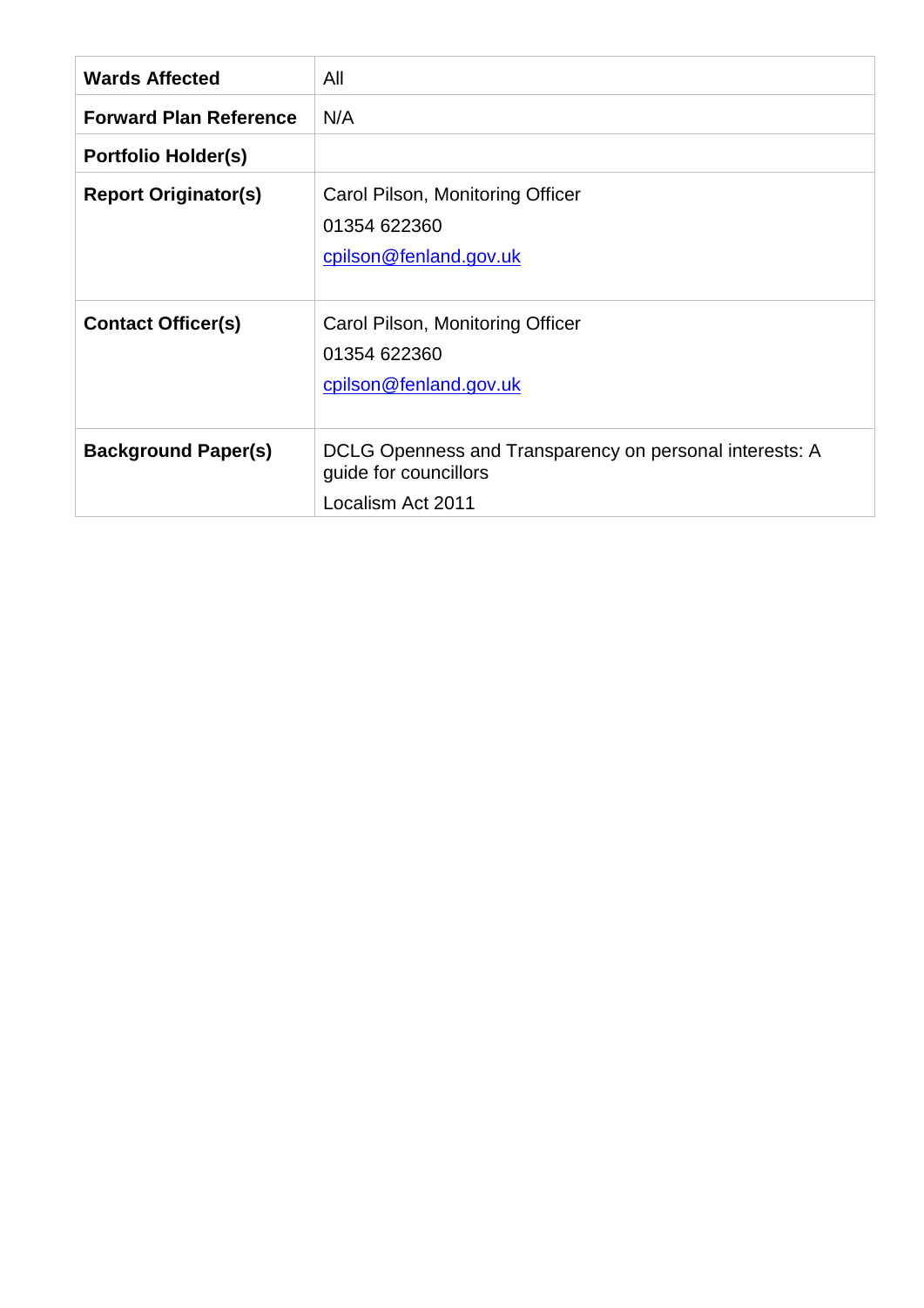| **Wards Affected** | All |
|---|---|
| **Forward Plan Reference** | N/A |
| **Portfolio Holder(s)** | |
| **Report Originator(s)** | Carol Pilson, Monitoring Officer<br>01354 622360<br>cpilson@fenland.gov.uk |
| **Contact Officer(s)** | Carol Pilson, Monitoring Officer<br>01354 622360<br>cpilson@fenland.gov.uk |
| **Background Paper(s)** | DCLG Openness and Transparency on personal interests: A guide for councillors<br>Localism Act 2011 |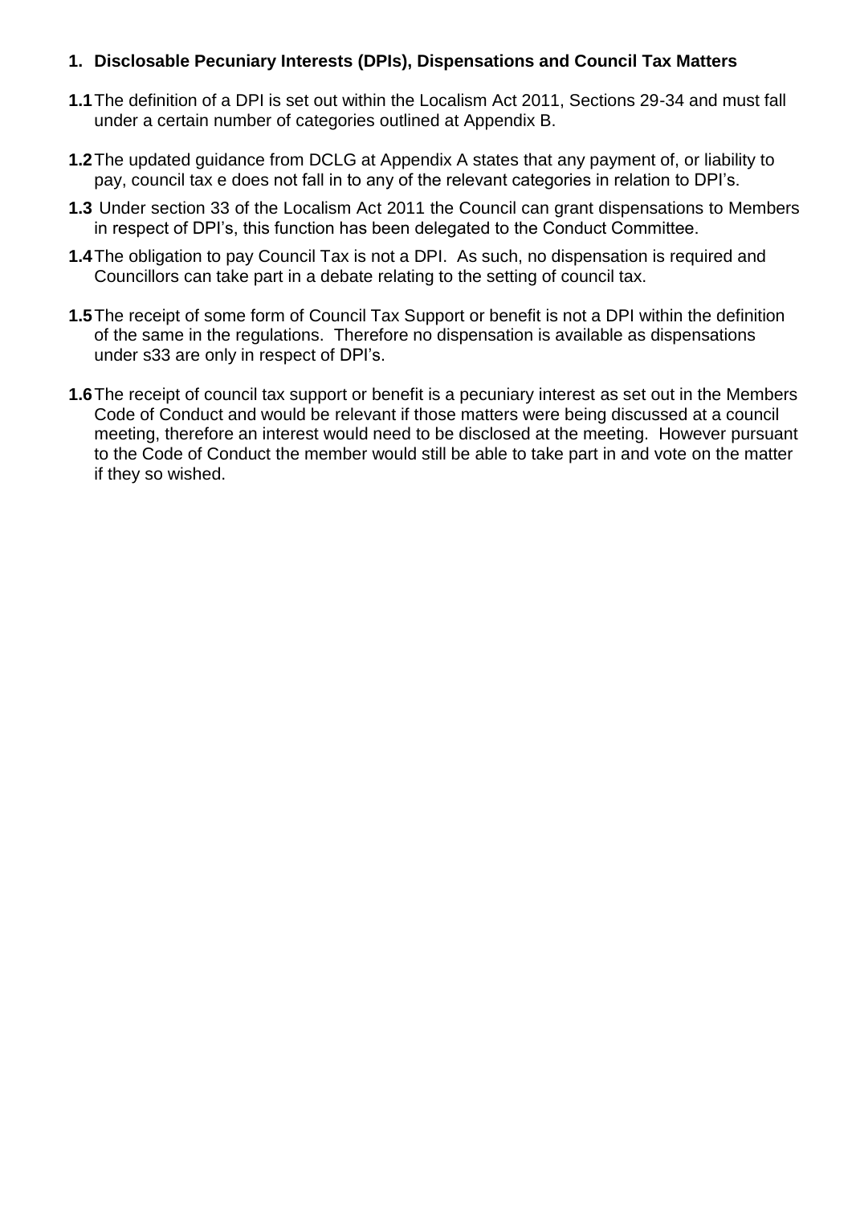## 1. Disclosable Pecuniary Interests (DPIs), Dispensations and Council Tax Matters

**1.1** The definition of a DPI is set out within the Localism Act 2011, Sections 29-34 and must fall under a certain number of categories outlined at Appendix B.

**1.2** The updated guidance from DCLG at Appendix A states that any payment of, or liability to pay, council tax e does not fall in to any of the relevant categories in relation to DPI's.

**1.3** Under section 33 of the Localism Act 2011 the Council can grant dispensations to Members in respect of DPI's, this function has been delegated to the Conduct Committee.

**1.4** The obligation to pay Council Tax is not a DPI. As such, no dispensation is required and Councillors can take part in a debate relating to the setting of council tax.

**1.5** The receipt of some form of Council Tax Support or benefit is not a DPI within the definition of the same in the regulations. Therefore no dispensation is available as dispensations under s33 are only in respect of DPI's.

**1.6** The receipt of council tax support or benefit is a pecuniary interest as set out in the Members Code of Conduct and would be relevant if those matters were being discussed at a council meeting, therefore an interest would need to be disclosed at the meeting. However pursuant to the Code of Conduct the member would still be able to take part in and vote on the matter if they so wished.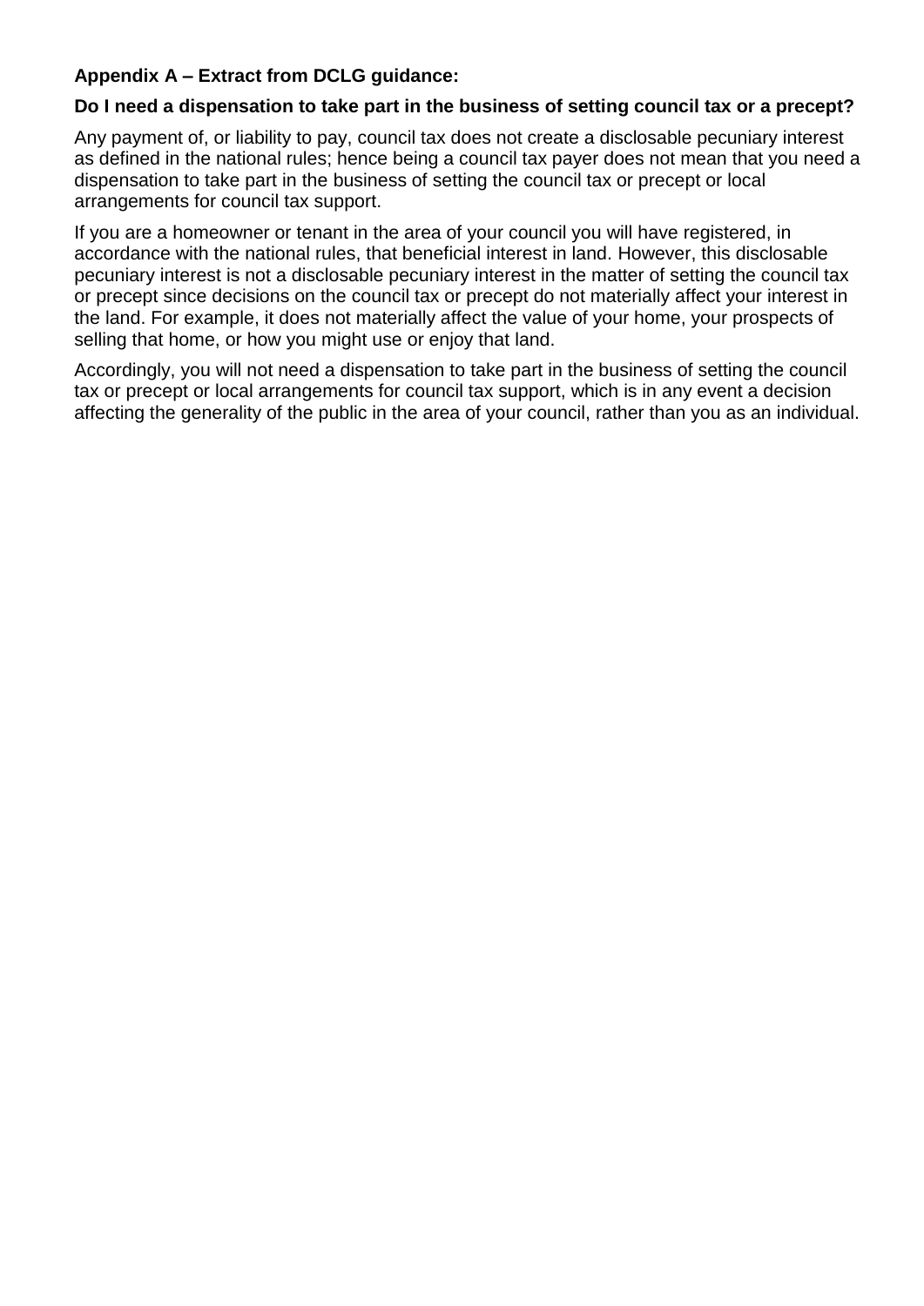**Appendix A – Extract from DCLG guidance:**

**Do I need a dispensation to take part in the business of setting council tax or a precept?**

Any payment of, or liability to pay, council tax does not create a disclosable pecuniary interest as defined in the national rules; hence being a council tax payer does not mean that you need a dispensation to take part in the business of setting the council tax or precept or local arrangements for council tax support.

If you are a homeowner or tenant in the area of your council you will have registered, in accordance with the national rules, that beneficial interest in land. However, this disclosable pecuniary interest is not a disclosable pecuniary interest in the matter of setting the council tax or precept since decisions on the council tax or precept do not materially affect your interest in the land. For example, it does not materially affect the value of your home, your prospects of selling that home, or how you might use or enjoy that land.

Accordingly, you will not need a dispensation to take part in the business of setting the council tax or precept or local arrangements for council tax support, which is in any event a decision affecting the generality of the public in the area of your council, rather than you as an individual.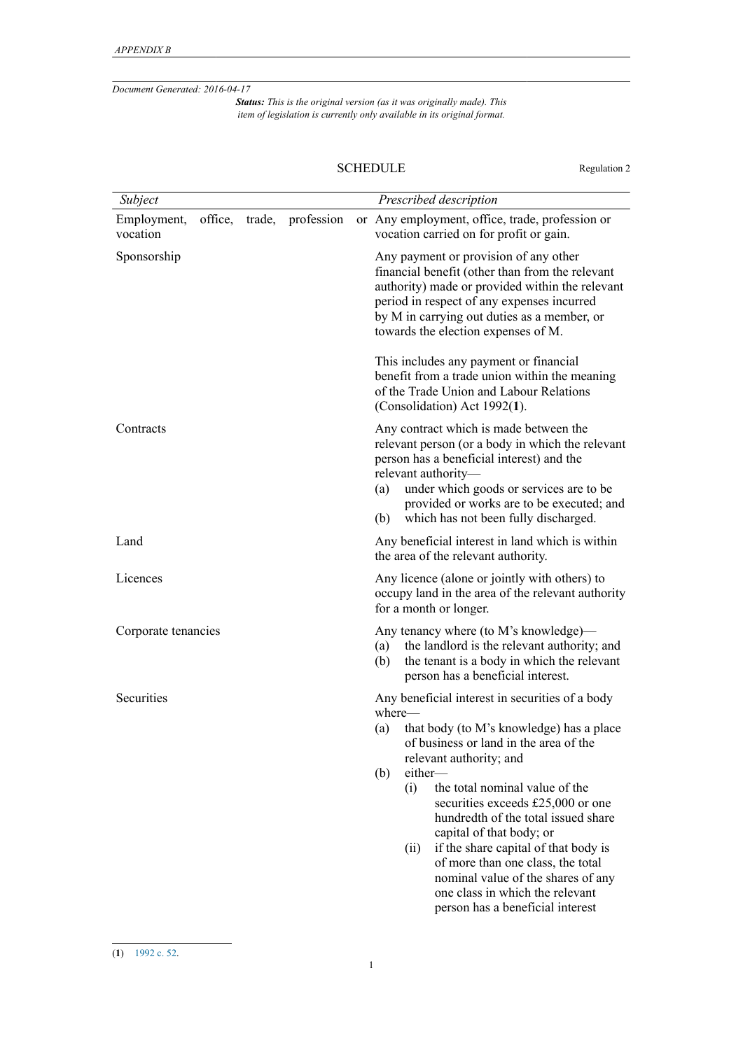*Document Generated: 2016-04-17*

***Status:*** *This is the original version (as it was originally made). This item of legislation is currently only available in its original format.*

## SCHEDULE

Regulation 2

| *Subject* | *Prescribed description* |
|---|---|
| Employment, office, trade, profession or vocation | Any employment, office, trade, profession or vocation carried on for profit or gain. |
| Sponsorship | Any payment or provision of any other financial benefit (other than from the relevant authority) made or provided within the relevant period in respect of any expenses incurred by M in carrying out duties as a member, or towards the election expenses of M. <br><br> This includes any payment or financial benefit from a trade union within the meaning of the Trade Union and Labour Relations (Consolidation) Act 1992(**1**). |
| Contracts | Any contract which is made between the relevant person (or a body in which the relevant person has a beneficial interest) and the relevant authority— <br> (a) under which goods or services are to be provided or works are to be executed; and <br> (b) which has not been fully discharged. |
| Land | Any beneficial interest in land which is within the area of the relevant authority. |
| Licences | Any licence (alone or jointly with others) to occupy land in the area of the relevant authority for a month or longer. |
| Corporate tenancies | Any tenancy where (to M's knowledge)— <br> (a) the landlord is the relevant authority; and <br> (b) the tenant is a body in which the relevant person has a beneficial interest. |
| Securities | Any beneficial interest in securities of a body where— <br> (a) that body (to M's knowledge) has a place of business or land in the area of the relevant authority; and <br> (b) either— <br> (i) the total nominal value of the securities exceeds £25,000 or one hundredth of the total issued share capital of that body; or <br> (ii) if the share capital of that body is of more than one class, the total nominal value of the shares of any one class in which the relevant person has a beneficial interest |

(**1**) 1992 c. 52.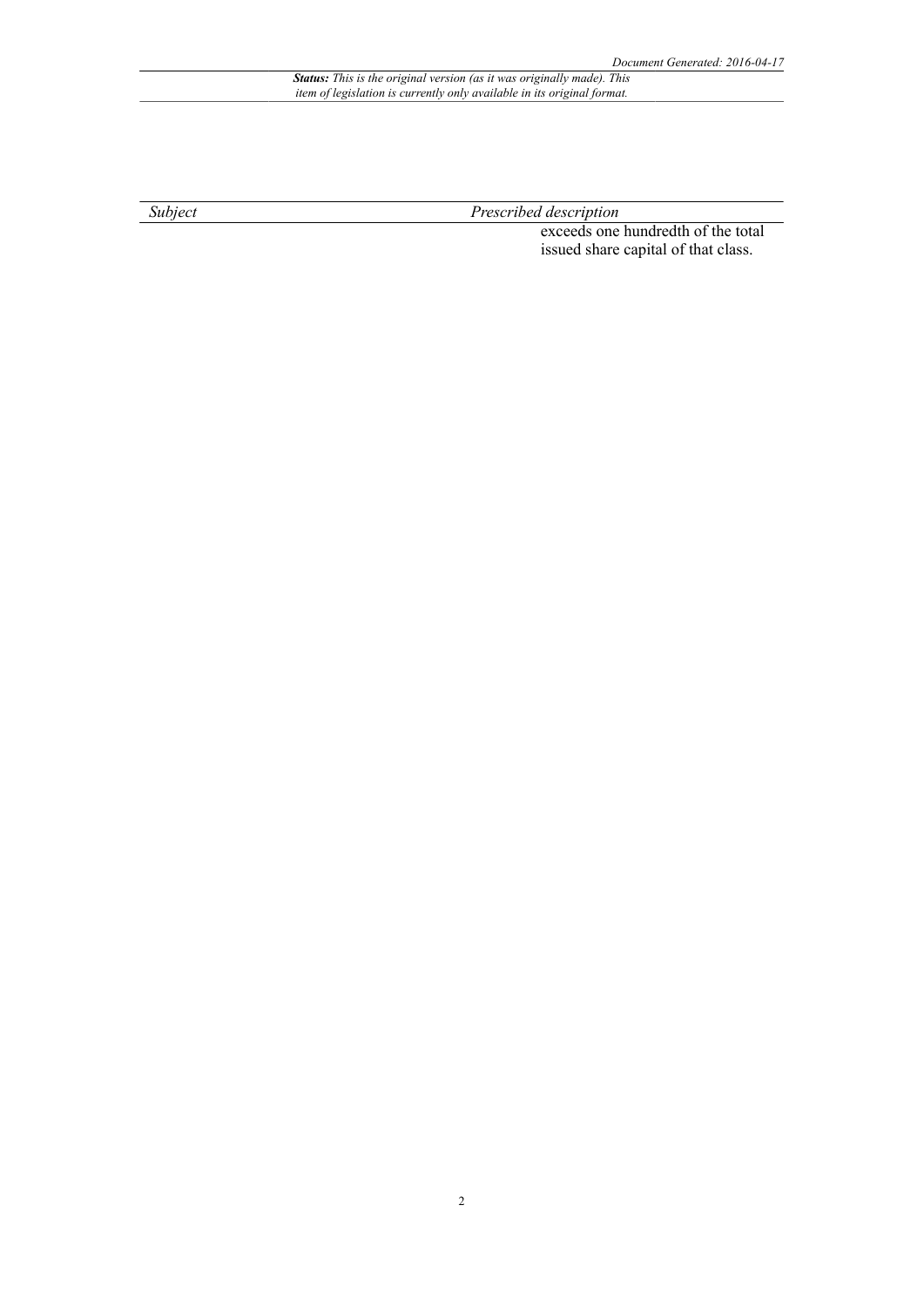| *Subject* | *Prescribed description* |
|---|---|
| | exceeds one hundredth of the total issued share capital of that class. |